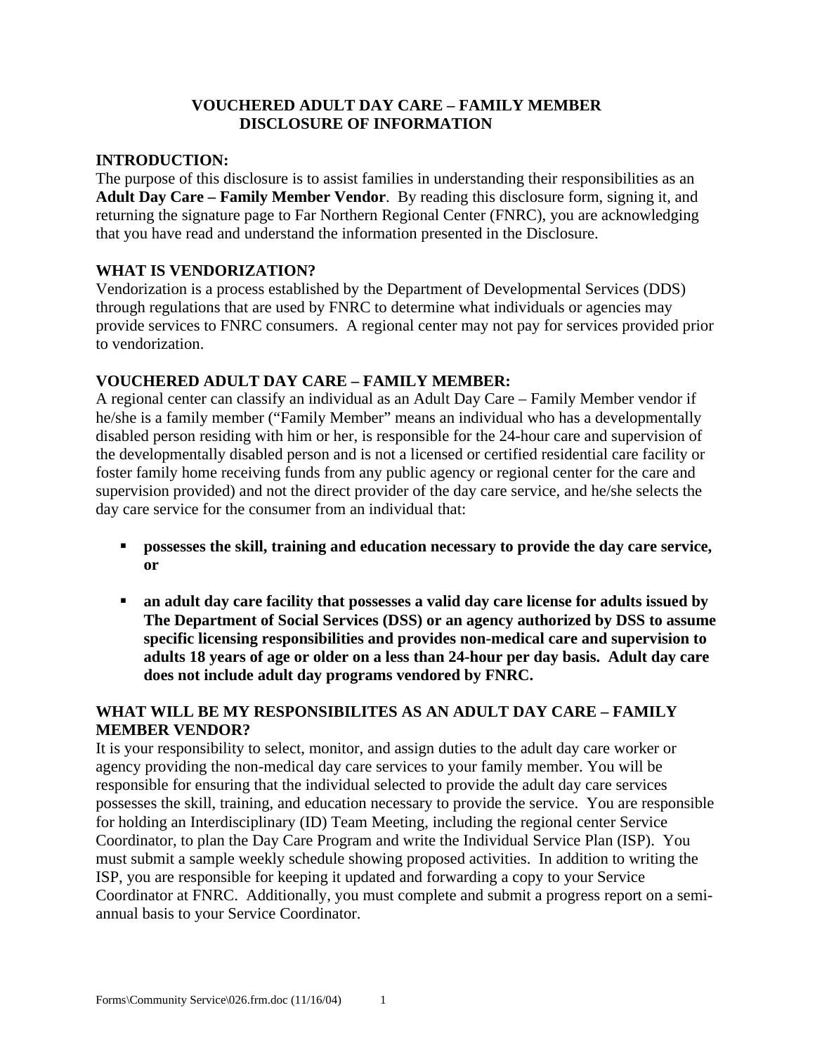# VOUCHERED ADULT DAY CARE – FAMILY MEMBER DISCLOSURE OF INFORMATION

## INTRODUCTION:

The purpose of this disclosure is to assist families in understanding their responsibilities as an **Adult Day Care – Family Member Vendor**. By reading this disclosure form, signing it, and returning the signature page to Far Northern Regional Center (FNRC), you are acknowledging that you have read and understand the information presented in the Disclosure.

## WHAT IS VENDORIZATION?

Vendorization is a process established by the Department of Developmental Services (DDS) through regulations that are used by FNRC to determine what individuals or agencies may provide services to FNRC consumers. A regional center may not pay for services provided prior to vendorization.

## VOUCHERED ADULT DAY CARE – FAMILY MEMBER:

A regional center can classify an individual as an Adult Day Care – Family Member vendor if he/she is a family member ("Family Member" means an individual who has a developmentally disabled person residing with him or her, is responsible for the 24-hour care and supervision of the developmentally disabled person and is not a licensed or certified residential care facility or foster family home receiving funds from any public agency or regional center for the care and supervision provided) and not the direct provider of the day care service, and he/she selects the day care service for the consumer from an individual that:

- **possesses the skill, training and education necessary to provide the day care service, or**
- **an adult day care facility that possesses a valid day care license for adults issued by The Department of Social Services (DSS) or an agency authorized by DSS to assume specific licensing responsibilities and provides non-medical care and supervision to adults 18 years of age or older on a less than 24-hour per day basis. Adult day care does not include adult day programs vendored by FNRC.**

## WHAT WILL BE MY RESPONSIBILITES AS AN ADULT DAY CARE – FAMILY MEMBER VENDOR?

It is your responsibility to select, monitor, and assign duties to the adult day care worker or agency providing the non-medical day care services to your family member. You will be responsible for ensuring that the individual selected to provide the adult day care services possesses the skill, training, and education necessary to provide the service. You are responsible for holding an Interdisciplinary (ID) Team Meeting, including the regional center Service Coordinator, to plan the Day Care Program and write the Individual Service Plan (ISP). You must submit a sample weekly schedule showing proposed activities. In addition to writing the ISP, you are responsible for keeping it updated and forwarding a copy to your Service Coordinator at FNRC. Additionally, you must complete and submit a progress report on a semi-annual basis to your Service Coordinator.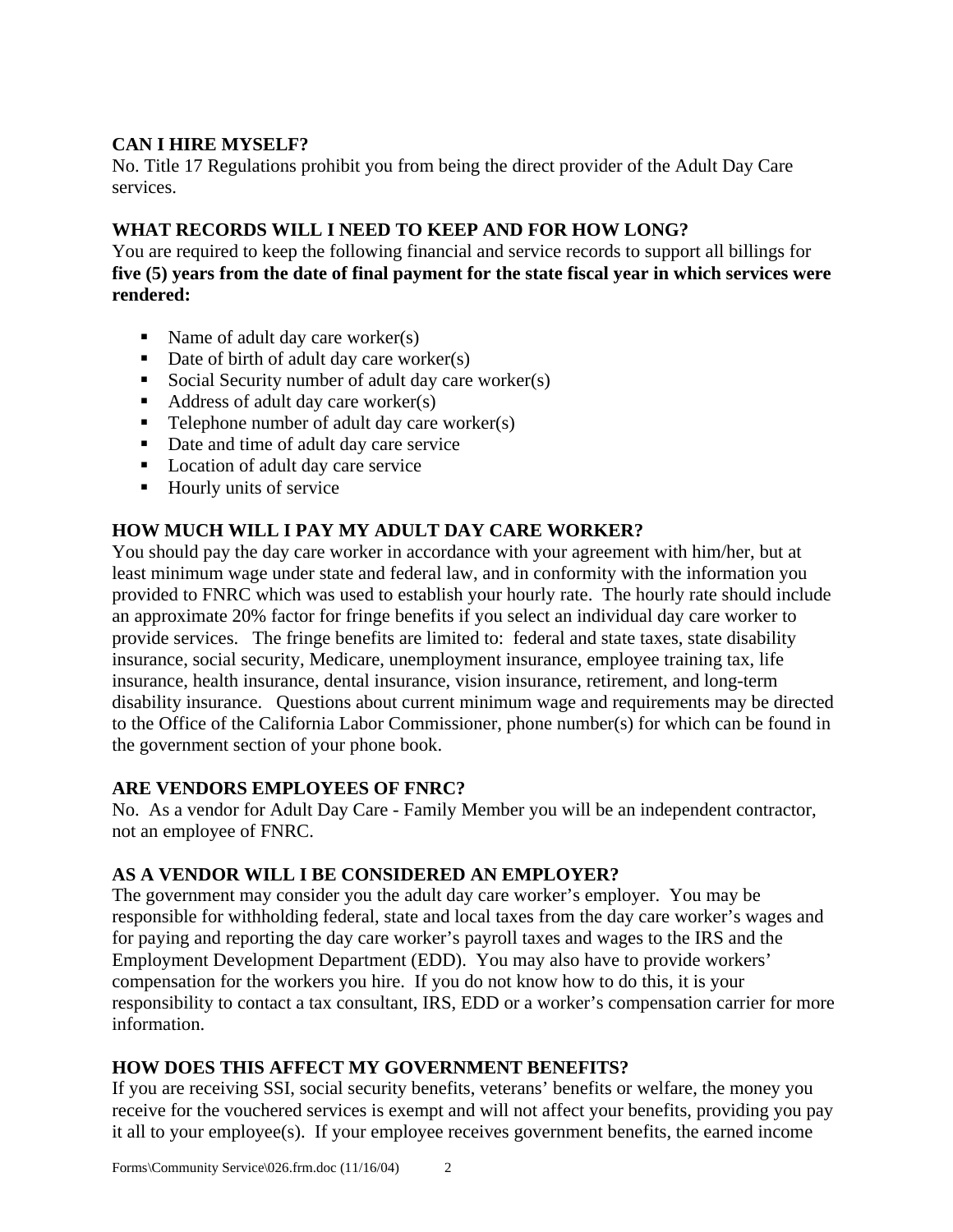### CAN I HIRE MYSELF?

No. Title 17 Regulations prohibit you from being the direct provider of the Adult Day Care services.

### WHAT RECORDS WILL I NEED TO KEEP AND FOR HOW LONG?

You are required to keep the following financial and service records to support all billings for **five (5) years from the date of final payment for the state fiscal year in which services were rendered:**

- Name of adult day care worker(s)
- Date of birth of adult day care worker(s)
- Social Security number of adult day care worker(s)
- Address of adult day care worker(s)
- Telephone number of adult day care worker(s)
- Date and time of adult day care service
- Location of adult day care service
- Hourly units of service

### HOW MUCH WILL I PAY MY ADULT DAY CARE WORKER?

You should pay the day care worker in accordance with your agreement with him/her, but at least minimum wage under state and federal law, and in conformity with the information you provided to FNRC which was used to establish your hourly rate. The hourly rate should include an approximate 20% factor for fringe benefits if you select an individual day care worker to provide services. The fringe benefits are limited to: federal and state taxes, state disability insurance, social security, Medicare, unemployment insurance, employee training tax, life insurance, health insurance, dental insurance, vision insurance, retirement, and long-term disability insurance. Questions about current minimum wage and requirements may be directed to the Office of the California Labor Commissioner, phone number(s) for which can be found in the government section of your phone book.

### ARE VENDORS EMPLOYEES OF FNRC?

No. As a vendor for Adult Day Care - Family Member you will be an independent contractor, not an employee of FNRC.

### AS A VENDOR WILL I BE CONSIDERED AN EMPLOYER?

The government may consider you the adult day care worker's employer. You may be responsible for withholding federal, state and local taxes from the day care worker's wages and for paying and reporting the day care worker's payroll taxes and wages to the IRS and the Employment Development Department (EDD). You may also have to provide workers' compensation for the workers you hire. If you do not know how to do this, it is your responsibility to contact a tax consultant, IRS, EDD or a worker's compensation carrier for more information.

### HOW DOES THIS AFFECT MY GOVERNMENT BENEFITS?

If you are receiving SSI, social security benefits, veterans' benefits or welfare, the money you receive for the vouchered services is exempt and will not affect your benefits, providing you pay it all to your employee(s). If your employee receives government benefits, the earned income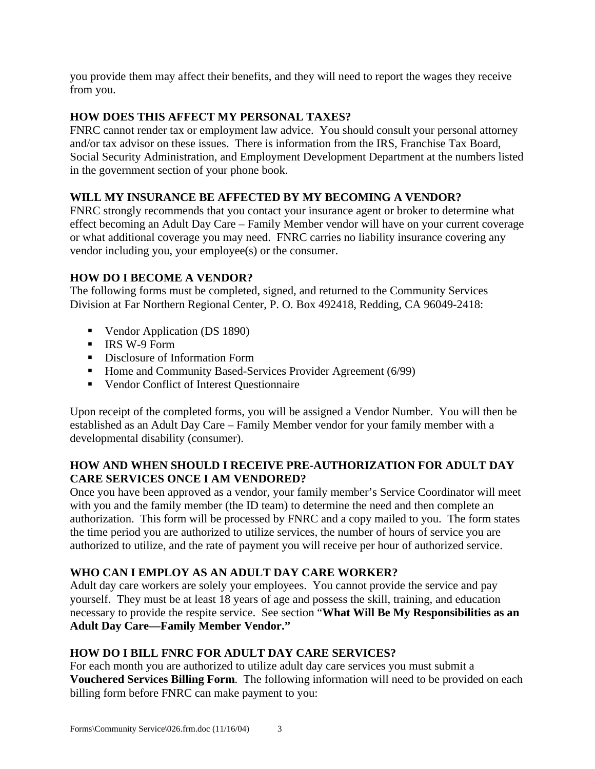you provide them may affect their benefits, and they will need to report the wages they receive from you.

### HOW DOES THIS AFFECT MY PERSONAL TAXES?

FNRC cannot render tax or employment law advice. You should consult your personal attorney and/or tax advisor on these issues. There is information from the IRS, Franchise Tax Board, Social Security Administration, and Employment Development Department at the numbers listed in the government section of your phone book.

### WILL MY INSURANCE BE AFFECTED BY MY BECOMING A VENDOR?

FNRC strongly recommends that you contact your insurance agent or broker to determine what effect becoming an Adult Day Care – Family Member vendor will have on your current coverage or what additional coverage you may need. FNRC carries no liability insurance covering any vendor including you, your employee(s) or the consumer.

### HOW DO I BECOME A VENDOR?

The following forms must be completed, signed, and returned to the Community Services Division at Far Northern Regional Center, P. O. Box 492418, Redding, CA 96049-2418:

- Vendor Application (DS 1890)
- IRS W-9 Form
- Disclosure of Information Form
- Home and Community Based-Services Provider Agreement (6/99)
- Vendor Conflict of Interest Questionnaire

Upon receipt of the completed forms, you will be assigned a Vendor Number. You will then be established as an Adult Day Care – Family Member vendor for your family member with a developmental disability (consumer).

### HOW AND WHEN SHOULD I RECEIVE PRE-AUTHORIZATION FOR ADULT DAY CARE SERVICES ONCE I AM VENDORED?

Once you have been approved as a vendor, your family member's Service Coordinator will meet with you and the family member (the ID team) to determine the need and then complete an authorization. This form will be processed by FNRC and a copy mailed to you. The form states the time period you are authorized to utilize services, the number of hours of service you are authorized to utilize, and the rate of payment you will receive per hour of authorized service.

### WHO CAN I EMPLOY AS AN ADULT DAY CARE WORKER?

Adult day care workers are solely your employees. You cannot provide the service and pay yourself. They must be at least 18 years of age and possess the skill, training, and education necessary to provide the respite service. See section "**What Will Be My Responsibilities as an Adult Day Care—Family Member Vendor."**

### HOW DO I BILL FNRC FOR ADULT DAY CARE SERVICES?

For each month you are authorized to utilize adult day care services you must submit a **Vouchered Services Billing Form**. The following information will need to be provided on each billing form before FNRC can make payment to you: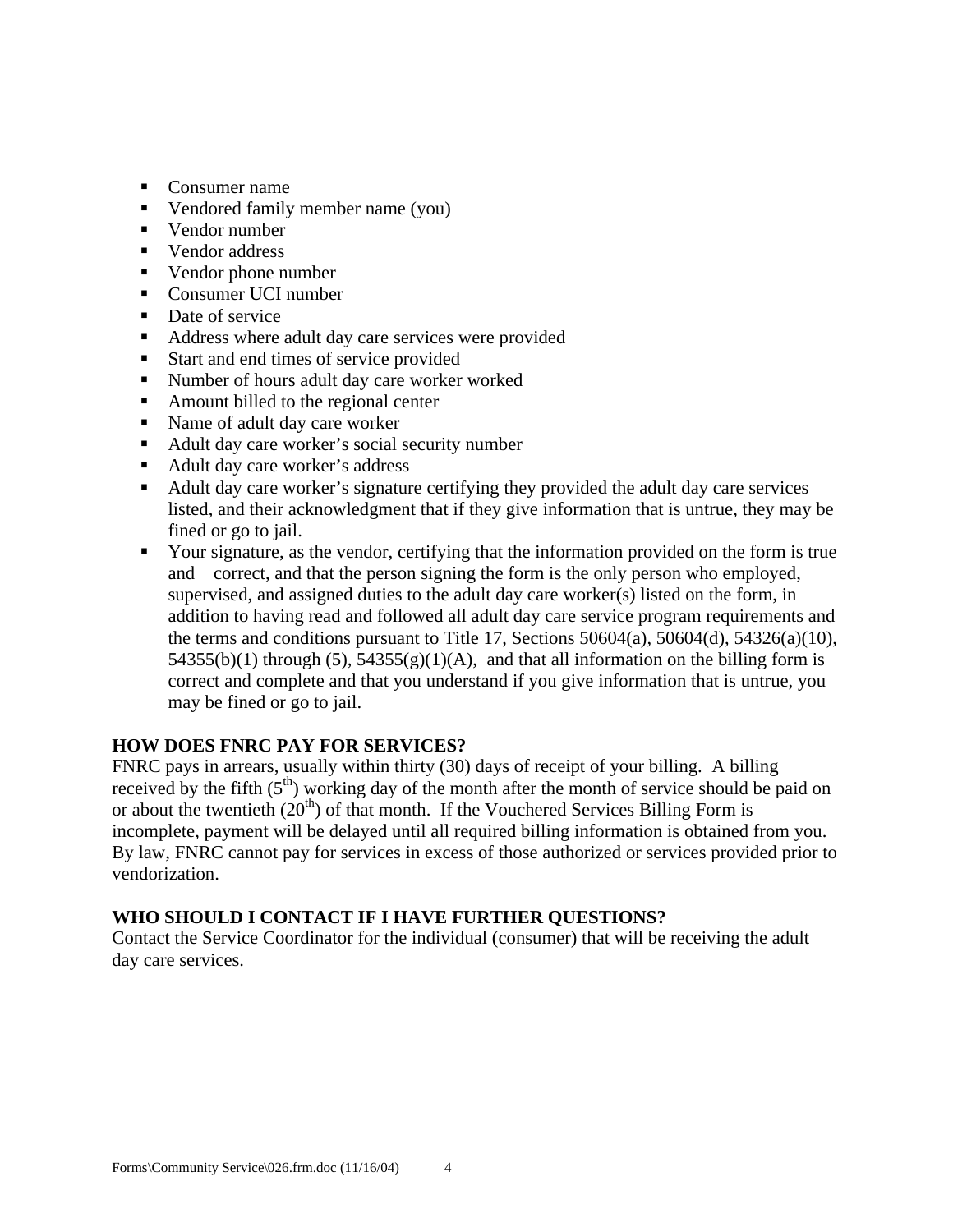- Consumer name
- Vendored family member name (you)
- Vendor number
- Vendor address
- Vendor phone number
- Consumer UCI number
- Date of service
- Address where adult day care services were provided
- Start and end times of service provided
- Number of hours adult day care worker worked
- Amount billed to the regional center
- Name of adult day care worker
- Adult day care worker's social security number
- Adult day care worker's address
- Adult day care worker's signature certifying they provided the adult day care services listed, and their acknowledgment that if they give information that is untrue, they may be fined or go to jail.
- Your signature, as the vendor, certifying that the information provided on the form is true and correct, and that the person signing the form is the only person who employed, supervised, and assigned duties to the adult day care worker(s) listed on the form, in addition to having read and followed all adult day care service program requirements and the terms and conditions pursuant to Title 17, Sections 50604(a), 50604(d), 54326(a)(10), 54355(b)(1) through (5), 54355(g)(1)(A), and that all information on the billing form is correct and complete and that you understand if you give information that is untrue, you may be fined or go to jail.

**HOW DOES FNRC PAY FOR SERVICES?**

FNRC pays in arrears, usually within thirty (30) days of receipt of your billing. A billing received by the fifth (5th) working day of the month after the month of service should be paid on or about the twentieth (20th) of that month. If the Vouchered Services Billing Form is incomplete, payment will be delayed until all required billing information is obtained from you. By law, FNRC cannot pay for services in excess of those authorized or services provided prior to vendorization.

**WHO SHOULD I CONTACT IF I HAVE FURTHER QUESTIONS?**

Contact the Service Coordinator for the individual (consumer) that will be receiving the adult day care services.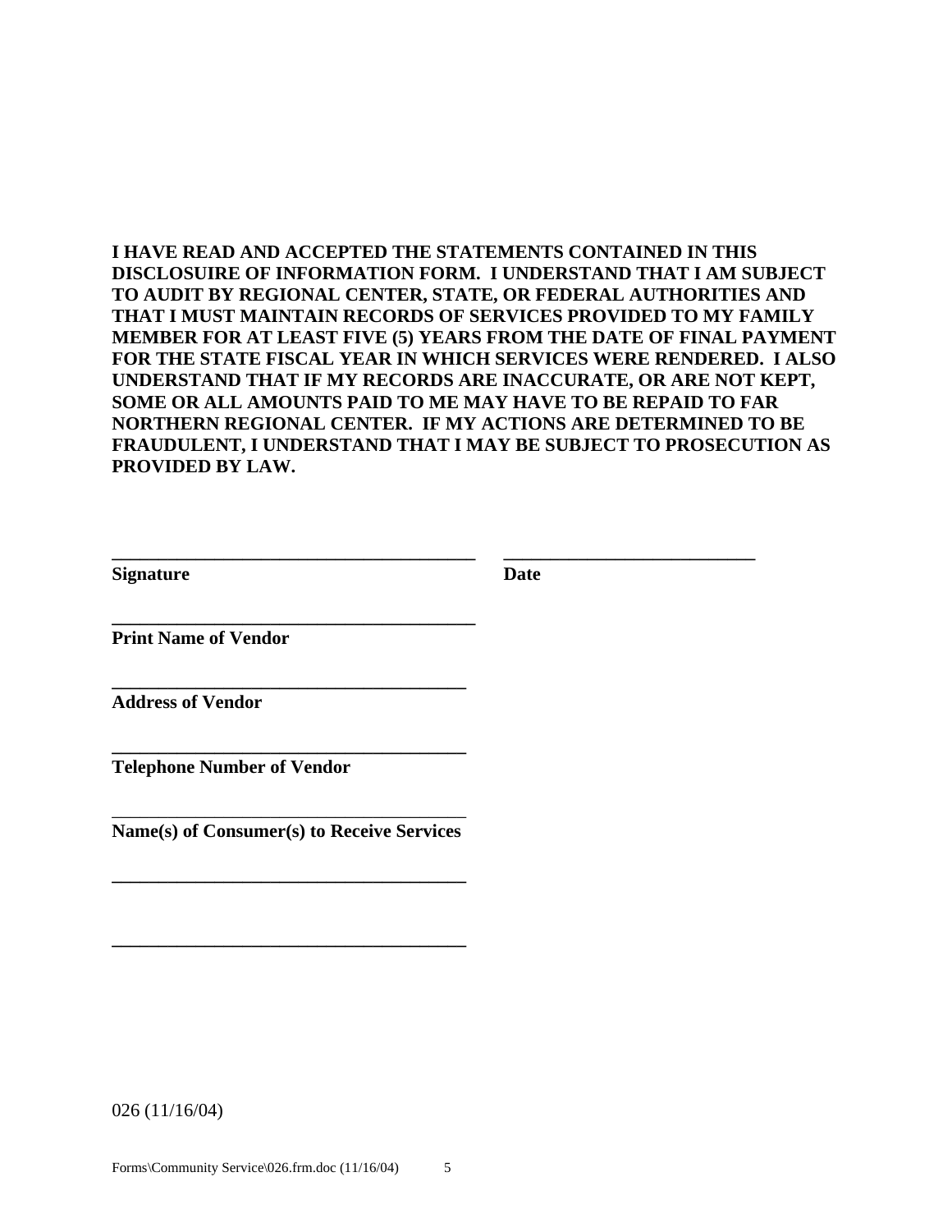**I HAVE READ AND ACCEPTED THE STATEMENTS CONTAINED IN THIS DISCLOSUIRE OF INFORMATION FORM. I UNDERSTAND THAT I AM SUBJECT TO AUDIT BY REGIONAL CENTER, STATE, OR FEDERAL AUTHORITIES AND THAT I MUST MAINTAIN RECORDS OF SERVICES PROVIDED TO MY FAMILY MEMBER FOR AT LEAST FIVE (5) YEARS FROM THE DATE OF FINAL PAYMENT FOR THE STATE FISCAL YEAR IN WHICH SERVICES WERE RENDERED. I ALSO UNDERSTAND THAT IF MY RECORDS ARE INACCURATE, OR ARE NOT KEPT, SOME OR ALL AMOUNTS PAID TO ME MAY HAVE TO BE REPAID TO FAR NORTHERN REGIONAL CENTER. IF MY ACTIONS ARE DETERMINED TO BE FRAUDULENT, I UNDERSTAND THAT I MAY BE SUBJECT TO PROSECUTION AS PROVIDED BY LAW.**

\_\_\_\_\_\_\_\_\_\_\_\_\_\_\_\_\_\_\_\_\_\_\_\_\_\_\_\_\_\_\_\_\_\_\_\_\_\_\_ \_\_\_\_\_\_\_\_\_\_\_\_\_\_\_\_\_\_\_\_\_\_\_\_\_\_\_

**Signature** **Date**

\_\_\_\_\_\_\_\_\_\_\_\_\_\_\_\_\_\_\_\_\_\_\_\_\_\_\_\_\_\_\_\_\_\_\_\_\_\_\_

**Print Name of Vendor**

\_\_\_\_\_\_\_\_\_\_\_\_\_\_\_\_\_\_\_\_\_\_\_\_\_\_\_\_\_\_\_\_\_\_\_\_\_\_

**Address of Vendor**

\_\_\_\_\_\_\_\_\_\_\_\_\_\_\_\_\_\_\_\_\_\_\_\_\_\_\_\_\_\_\_\_\_\_\_\_\_\_

**Telephone Number of Vendor**

\_\_\_\_\_\_\_\_\_\_\_\_\_\_\_\_\_\_\_\_\_\_\_\_\_\_\_\_\_\_\_\_\_\_\_\_\_\_

**Name(s) of Consumer(s) to Receive Services**

\_\_\_\_\_\_\_\_\_\_\_\_\_\_\_\_\_\_\_\_\_\_\_\_\_\_\_\_\_\_\_\_\_\_\_\_\_\_

\_\_\_\_\_\_\_\_\_\_\_\_\_\_\_\_\_\_\_\_\_\_\_\_\_\_\_\_\_\_\_\_\_\_\_\_\_\_

026 (11/16/04)